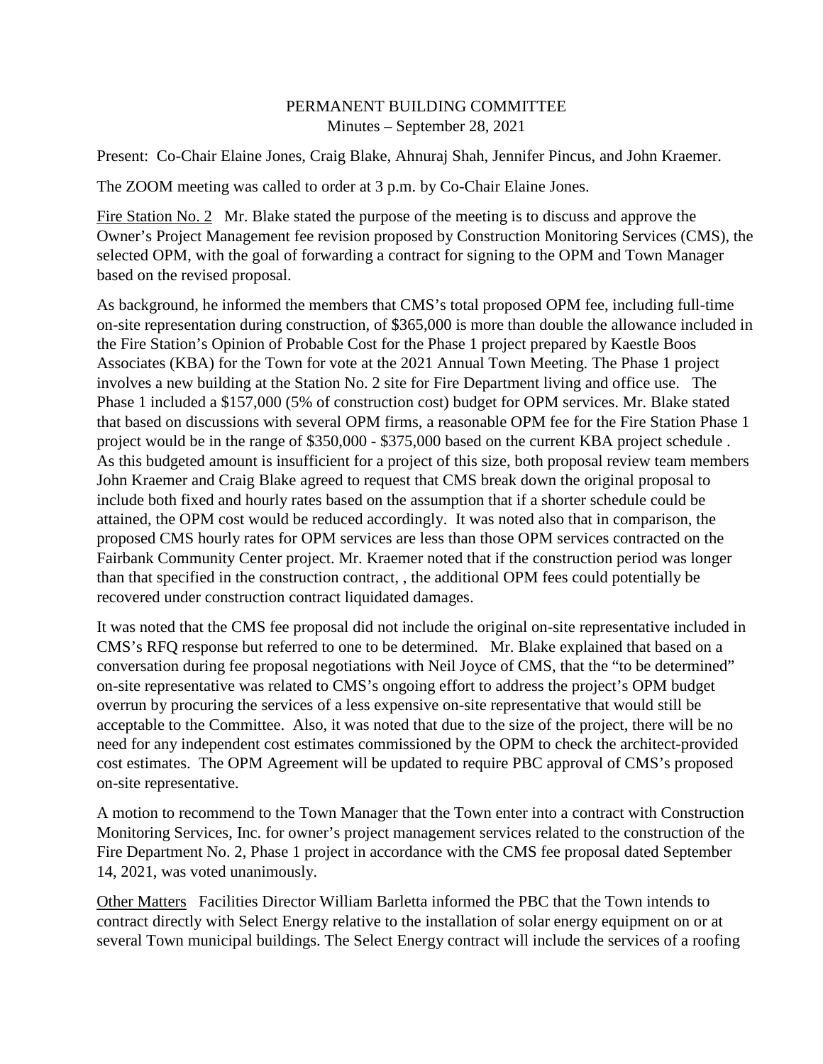PERMANENT BUILDING COMMITTEE
Minutes – September 28, 2021

Present: Co-Chair Elaine Jones, Craig Blake, Ahnuraj Shah, Jennifer Pincus, and John Kraemer.

The ZOOM meeting was called to order at 3 p.m. by Co-Chair Elaine Jones.

Fire Station No. 2 Mr. Blake stated the purpose of the meeting is to discuss and approve the Owner's Project Management fee revision proposed by Construction Monitoring Services (CMS), the selected OPM, with the goal of forwarding a contract for signing to the OPM and Town Manager based on the revised proposal.

As background, he informed the members that CMS's total proposed OPM fee, including full-time on-site representation during construction, of $365,000 is more than double the allowance included in the Fire Station's Opinion of Probable Cost for the Phase 1 project prepared by Kaestle Boos Associates (KBA) for the Town for vote at the 2021 Annual Town Meeting. The Phase 1 project involves a new building at the Station No. 2 site for Fire Department living and office use. The Phase 1 included a $157,000 (5% of construction cost) budget for OPM services. Mr. Blake stated that based on discussions with several OPM firms, a reasonable OPM fee for the Fire Station Phase 1 project would be in the range of $350,000 - $375,000 based on the current KBA project schedule . As this budgeted amount is insufficient for a project of this size, both proposal review team members John Kraemer and Craig Blake agreed to request that CMS break down the original proposal to include both fixed and hourly rates based on the assumption that if a shorter schedule could be attained, the OPM cost would be reduced accordingly. It was noted also that in comparison, the proposed CMS hourly rates for OPM services are less than those OPM services contracted on the Fairbank Community Center project. Mr. Kraemer noted that if the construction period was longer than that specified in the construction contract, , the additional OPM fees could potentially be recovered under construction contract liquidated damages.

It was noted that the CMS fee proposal did not include the original on-site representative included in CMS's RFQ response but referred to one to be determined. Mr. Blake explained that based on a conversation during fee proposal negotiations with Neil Joyce of CMS, that the "to be determined" on-site representative was related to CMS's ongoing effort to address the project's OPM budget overrun by procuring the services of a less expensive on-site representative that would still be acceptable to the Committee. Also, it was noted that due to the size of the project, there will be no need for any independent cost estimates commissioned by the OPM to check the architect-provided cost estimates. The OPM Agreement will be updated to require PBC approval of CMS's proposed on-site representative.

A motion to recommend to the Town Manager that the Town enter into a contract with Construction Monitoring Services, Inc. for owner's project management services related to the construction of the Fire Department No. 2, Phase 1 project in accordance with the CMS fee proposal dated September 14, 2021, was voted unanimously.

Other Matters Facilities Director William Barletta informed the PBC that the Town intends to contract directly with Select Energy relative to the installation of solar energy equipment on or at several Town municipal buildings. The Select Energy contract will include the services of a roofing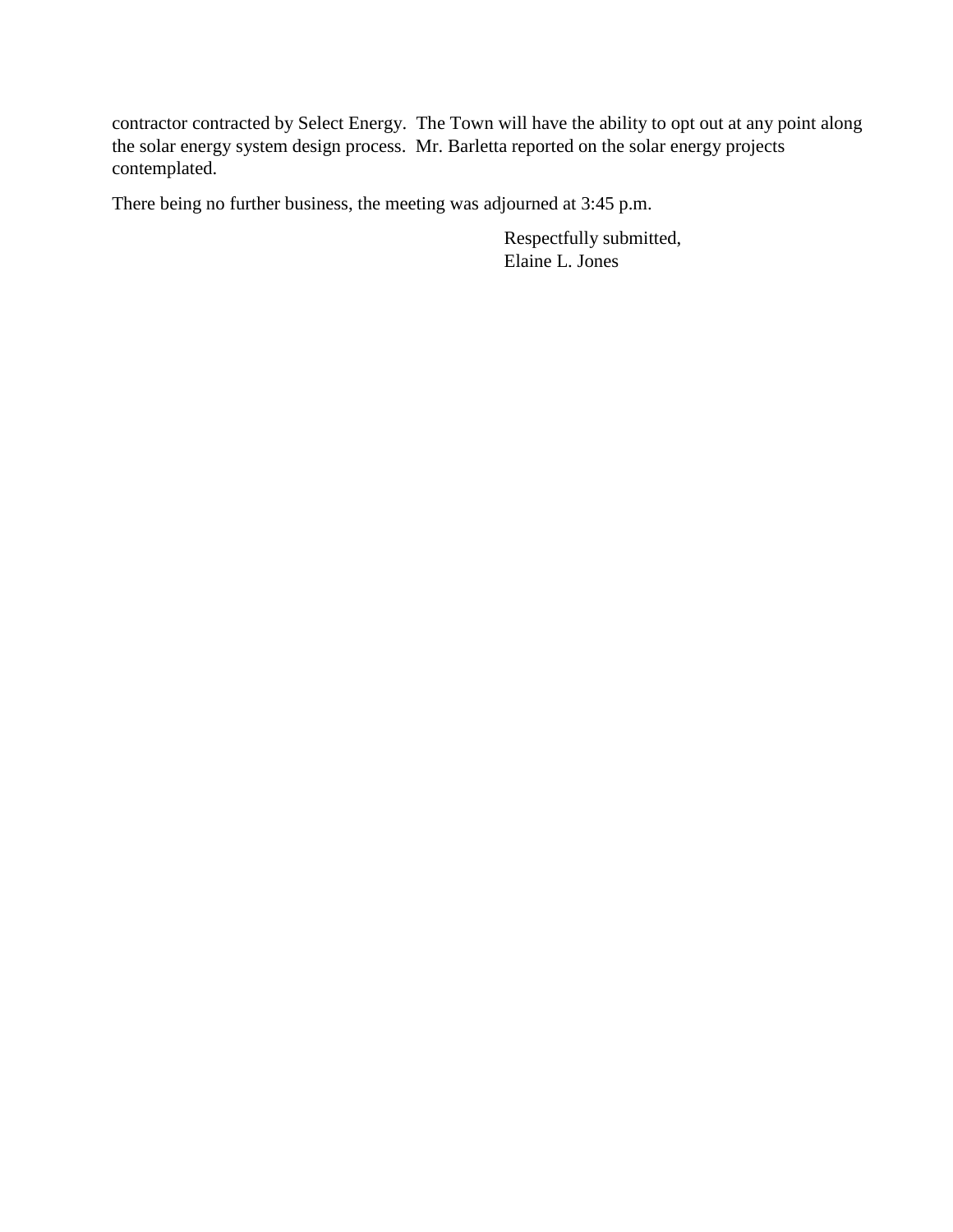contractor contracted by Select Energy. The Town will have the ability to opt out at any point along the solar energy system design process. Mr. Barletta reported on the solar energy projects contemplated.

There being no further business, the meeting was adjourned at 3:45 p.m.

Respectfully submitted,
Elaine L. Jones